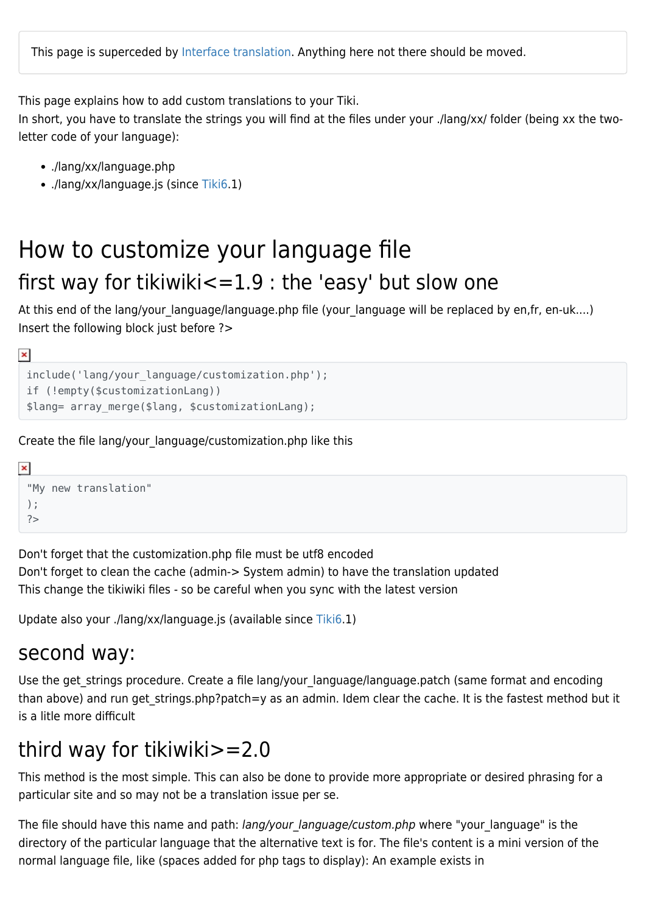> This page is superceded by Interface translation. Anything here not there should be moved.

This page explains how to add custom translations to your Tiki.
In short, you have to translate the strings you will find at the files under your ./lang/xx/ folder (being xx the two-letter code of your language):

- ./lang/xx/language.php
- ./lang/xx/language.js (since Tiki6.1)

# How to customize your language file

## first way for tikiwiki<=1.9 : the 'easy' but slow one

At this end of the lang/your_language/language.php file (your_language will be replaced by en,fr, en-uk....)
Insert the following block just before ?>

```
include('lang/your_language/customization.php');
if (!empty($customizationLang))
$lang= array_merge($lang, $customizationLang);
```

Create the file lang/your_language/customization.php like this

```
"My new translation"
);
?>
```

Don't forget that the customization.php file must be utf8 encoded
Don't forget to clean the cache (admin-> System admin) to have the translation updated
This change the tikiwiki files - so be careful when you sync with the latest version

Update also your ./lang/xx/language.js (available since Tiki6.1)

## second way:

Use the get_strings procedure. Create a file lang/your_language/language.patch (same format and encoding than above) and run get_strings.php?patch=y as an admin. Idem clear the cache. It is the fastest method but it is a litle more difficult

## third way for tikiwiki>=2.0

This method is the most simple. This can also be done to provide more appropriate or desired phrasing for a particular site and so may not be a translation issue per se.

The file should have this name and path: *lang/your_language/custom.php* where "your_language" is the directory of the particular language that the alternative text is for. The file's content is a mini version of the normal language file, like (spaces added for php tags to display): An example exists in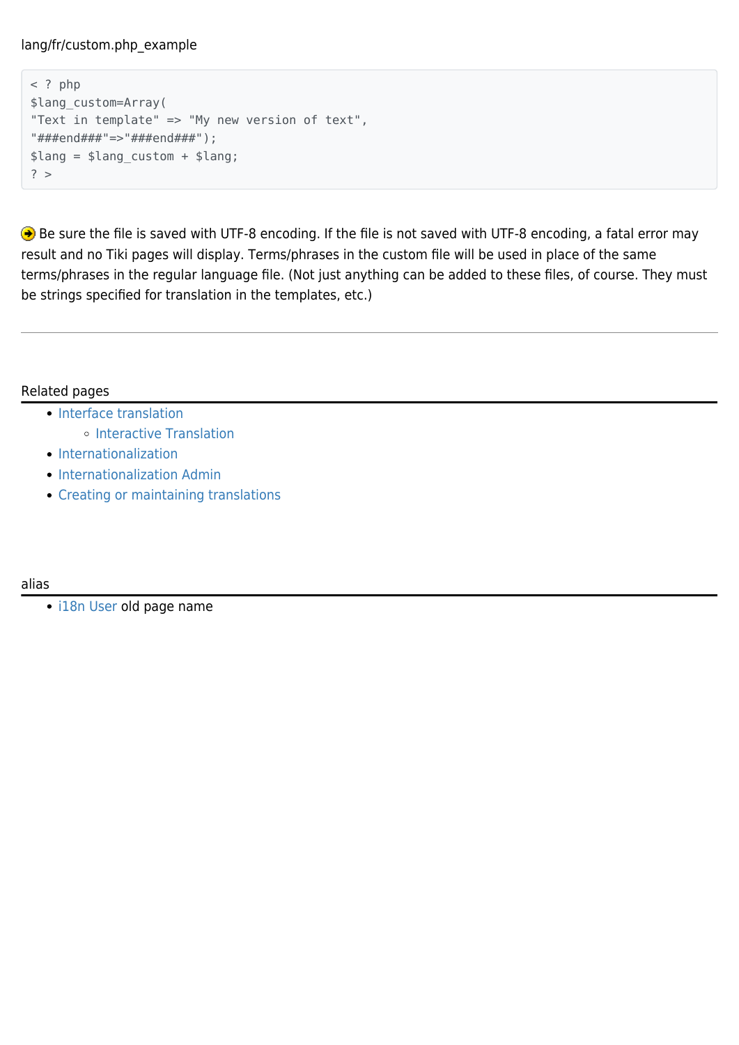lang/fr/custom.php_example

```
< ? php
$lang_custom=Array(
"Text in template" => "My new version of text",
"###end###"=>"###end###");
$lang = $lang_custom + $lang;
? >
```

Be sure the file is saved with UTF-8 encoding. If the file is not saved with UTF-8 encoding, a fatal error may result and no Tiki pages will display. Terms/phrases in the custom file will be used in place of the same terms/phrases in the regular language file. (Not just anything can be added to these files, of course. They must be strings specified for translation in the templates, etc.)

---

## Related pages

- Interface translation
  - Interactive Translation
- Internationalization
- Internationalization Admin
- Creating or maintaining translations

## alias

- i18n User old page name